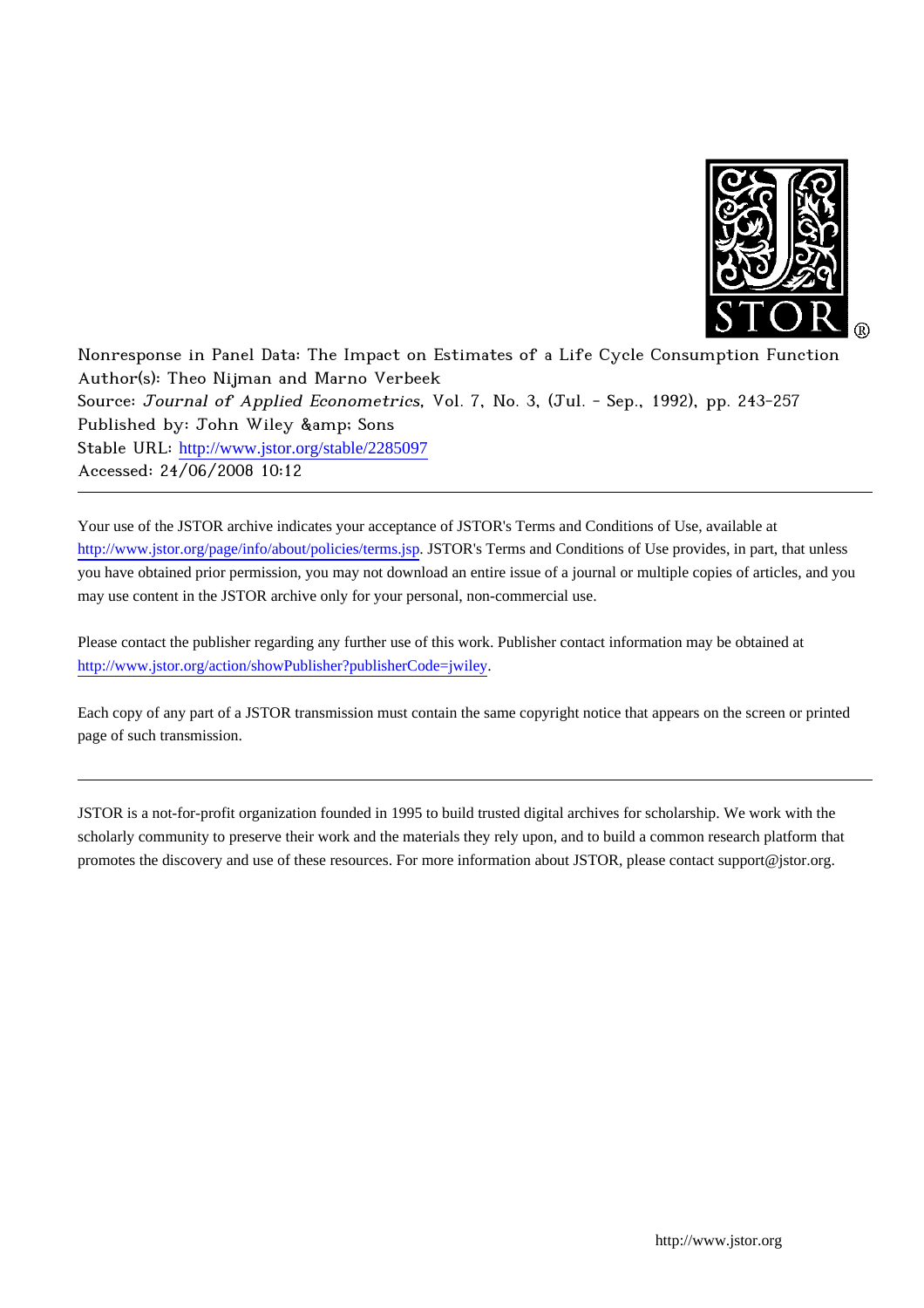Nonresponse in Panel Data: The Impact on Estimates of a Life Cycle Consumption Function
Author(s): Theo Nijman and Marno Verbeek
Source: *Journal of Applied Econometrics*, Vol. 7, No. 3, (Jul. - Sep., 1992), pp. 243-257
Published by: John Wiley &amp; Sons
Stable URL: http://www.jstor.org/stable/2285097
Accessed: 24/06/2008 10:12

---

Your use of the JSTOR archive indicates your acceptance of JSTOR's Terms and Conditions of Use, available at http://www.jstor.org/page/info/about/policies/terms.jsp. JSTOR's Terms and Conditions of Use provides, in part, that unless you have obtained prior permission, you may not download an entire issue of a journal or multiple copies of articles, and you may use content in the JSTOR archive only for your personal, non-commercial use.

Please contact the publisher regarding any further use of this work. Publisher contact information may be obtained at http://www.jstor.org/action/showPublisher?publisherCode=jwiley.

Each copy of any part of a JSTOR transmission must contain the same copyright notice that appears on the screen or printed page of such transmission.

---

JSTOR is a not-for-profit organization founded in 1995 to build trusted digital archives for scholarship. We work with the scholarly community to preserve their work and the materials they rely upon, and to build a common research platform that promotes the discovery and use of these resources. For more information about JSTOR, please contact support@jstor.org.

http://www.jstor.org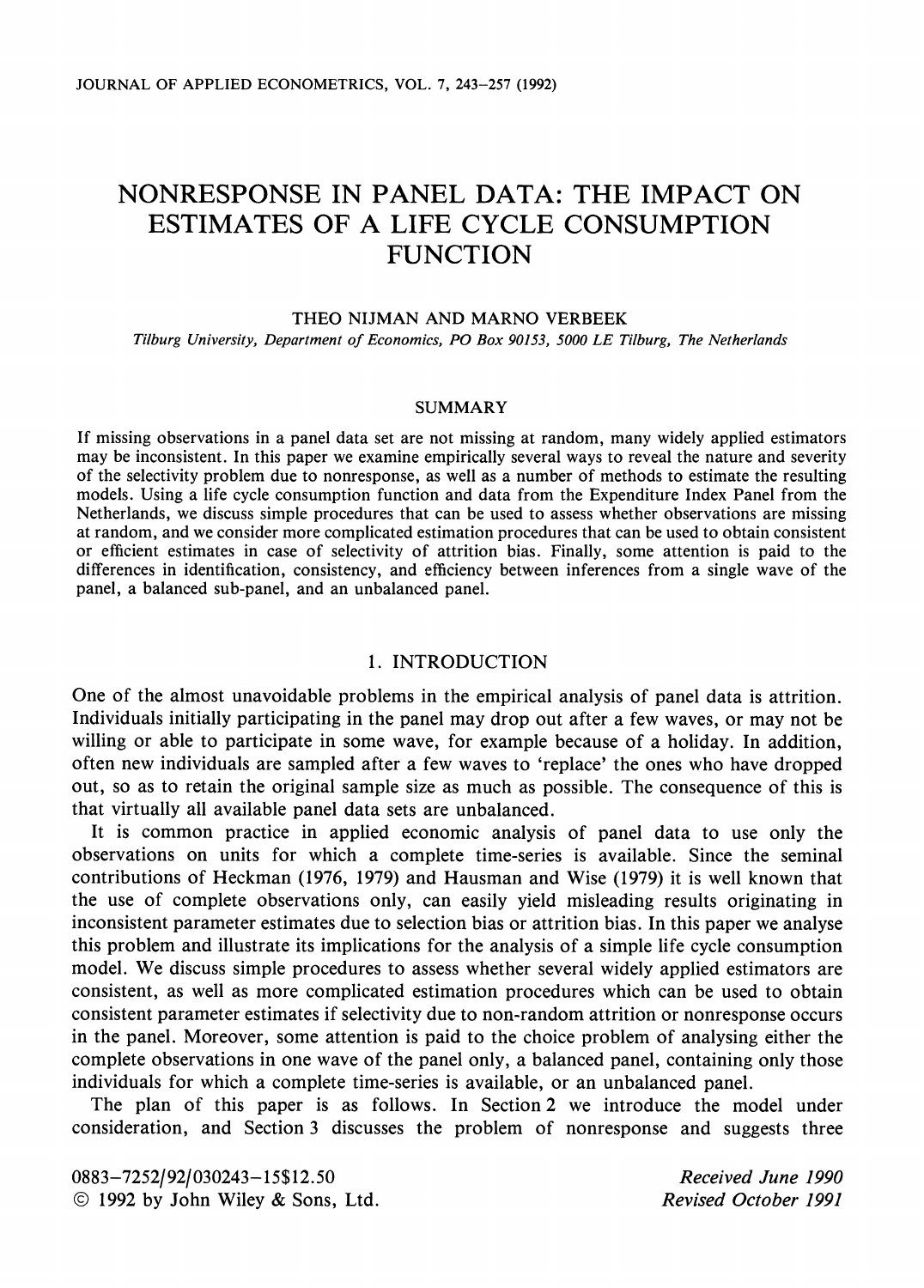# NONRESPONSE IN PANEL DATA: THE IMPACT ON ESTIMATES OF A LIFE CYCLE CONSUMPTION FUNCTION

THEO NIJMAN AND MARNO VERBEEK

*Tilburg University, Department of Economics, PO Box 90153, 5000 LE Tilburg, The Netherlands*

## SUMMARY

If missing observations in a panel data set are not missing at random, many widely applied estimators may be inconsistent. In this paper we examine empirically several ways to reveal the nature and severity of the selectivity problem due to nonresponse, as well as a number of methods to estimate the resulting models. Using a life cycle consumption function and data from the Expenditure Index Panel from the Netherlands, we discuss simple procedures that can be used to assess whether observations are missing at random, and we consider more complicated estimation procedures that can be used to obtain consistent or efficient estimates in case of selectivity of attrition bias. Finally, some attention is paid to the differences in identification, consistency, and efficiency between inferences from a single wave of the panel, a balanced sub-panel, and an unbalanced panel.

## 1. INTRODUCTION

One of the almost unavoidable problems in the empirical analysis of panel data is attrition. Individuals initially participating in the panel may drop out after a few waves, or may not be willing or able to participate in some wave, for example because of a holiday. In addition, often new individuals are sampled after a few waves to 'replace' the ones who have dropped out, so as to retain the original sample size as much as possible. The consequence of this is that virtually all available panel data sets are unbalanced.

It is common practice in applied economic analysis of panel data to use only the observations on units for which a complete time-series is available. Since the seminal contributions of Heckman (1976, 1979) and Hausman and Wise (1979) it is well known that the use of complete observations only, can easily yield misleading results originating in inconsistent parameter estimates due to selection bias or attrition bias. In this paper we analyse this problem and illustrate its implications for the analysis of a simple life cycle consumption model. We discuss simple procedures to assess whether several widely applied estimators are consistent, as well as more complicated estimation procedures which can be used to obtain consistent parameter estimates if selectivity due to non-random attrition or nonresponse occurs in the panel. Moreover, some attention is paid to the choice problem of analysing either the complete observations in one wave of the panel only, a balanced panel, containing only those individuals for which a complete time-series is available, or an unbalanced panel.

The plan of this paper is as follows. In Section 2 we introduce the model under consideration, and Section 3 discusses the problem of nonresponse and suggests three

0883–7252/92/030243–15$12.50
© 1992 by John Wiley & Sons, Ltd.

*Received June 1990*
*Revised October 1991*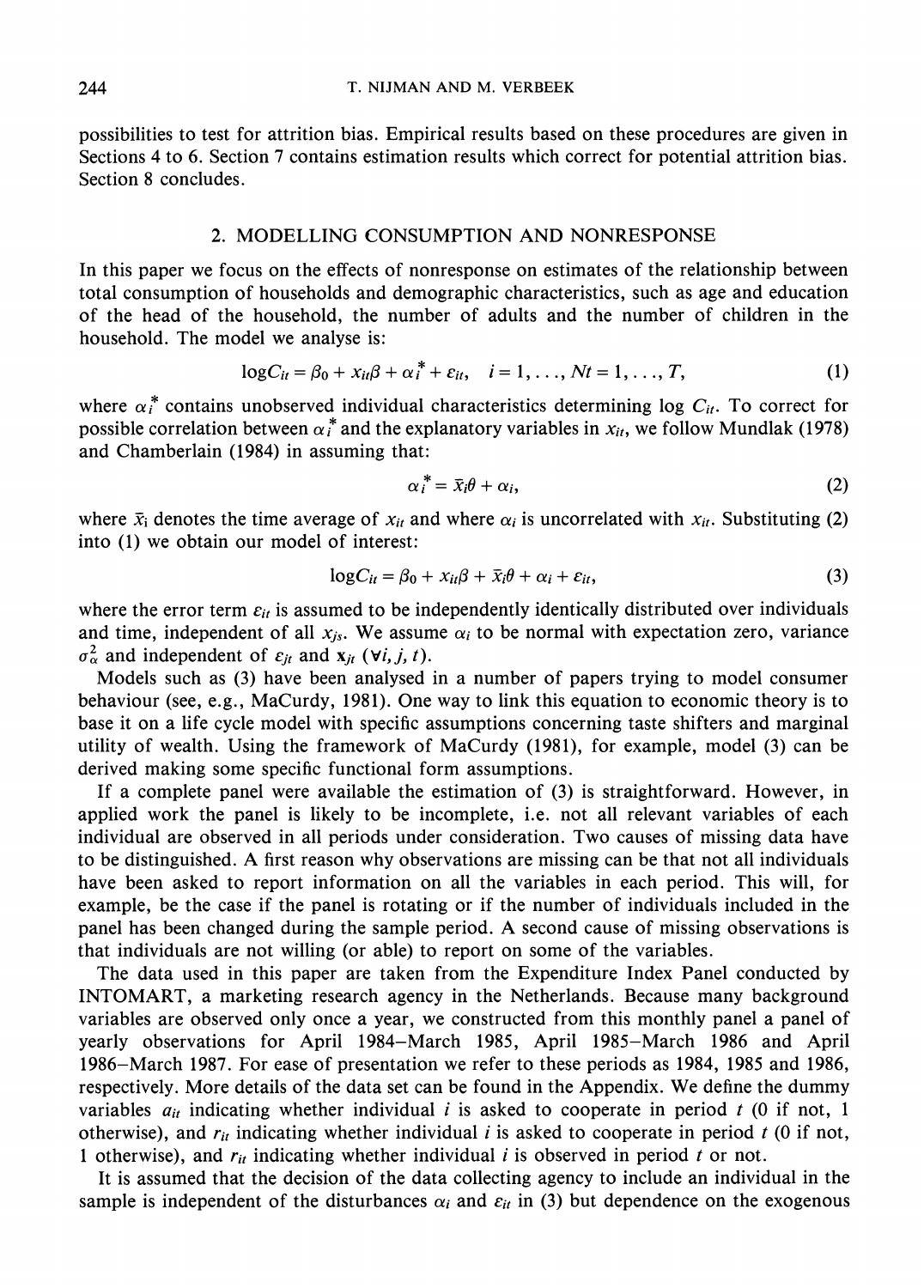possibilities to test for attrition bias. Empirical results based on these procedures are given in Sections 4 to 6. Section 7 contains estimation results which correct for potential attrition bias. Section 8 concludes.

## 2. MODELLING CONSUMPTION AND NONRESPONSE

In this paper we focus on the effects of nonresponse on estimates of the relationship between total consumption of households and demographic characteristics, such as age and education of the head of the household, the number of adults and the number of children in the household. The model we analyse is:

$$\log C_{it} = \beta_0 + x_{it}\beta + \alpha_i^* + \varepsilon_{it}, \quad i = 1, \ldots, N t = 1, \ldots, T, \tag{1}$$

where $\alpha_i^*$ contains unobserved individual characteristics determining $\log C_{it}$. To correct for possible correlation between $\alpha_i^*$ and the explanatory variables in $x_{it}$, we follow Mundlak (1978) and Chamberlain (1984) in assuming that:

$$\alpha_i^* = \bar{x}_i\theta + \alpha_i, \tag{2}$$

where $\bar{x}_i$ denotes the time average of $x_{it}$ and where $\alpha_i$ is uncorrelated with $x_{it}$. Substituting (2) into (1) we obtain our model of interest:

$$\log C_{it} = \beta_0 + x_{it}\beta + \bar{x}_i\theta + \alpha_i + \varepsilon_{it}, \tag{3}$$

where the error term $\varepsilon_{it}$ is assumed to be independently identically distributed over individuals and time, independent of all $x_{js}$. We assume $\alpha_i$ to be normal with expectation zero, variance $\sigma_\alpha^2$ and independent of $\varepsilon_{jt}$ and $\mathbf{x}_{jt}$ $(\forall i, j, t)$.

Models such as (3) have been analysed in a number of papers trying to model consumer behaviour (see, e.g., MaCurdy, 1981). One way to link this equation to economic theory is to base it on a life cycle model with specific assumptions concerning taste shifters and marginal utility of wealth. Using the framework of MaCurdy (1981), for example, model (3) can be derived making some specific functional form assumptions.

If a complete panel were available the estimation of (3) is straightforward. However, in applied work the panel is likely to be incomplete, i.e. not all relevant variables of each individual are observed in all periods under consideration. Two causes of missing data have to be distinguished. A first reason why observations are missing can be that not all individuals have been asked to report information on all the variables in each period. This will, for example, be the case if the panel is rotating or if the number of individuals included in the panel has been changed during the sample period. A second cause of missing observations is that individuals are not willing (or able) to report on some of the variables.

The data used in this paper are taken from the Expenditure Index Panel conducted by INTOMART, a marketing research agency in the Netherlands. Because many background variables are observed only once a year, we constructed from this monthly panel a panel of yearly observations for April 1984–March 1985, April 1985–March 1986 and April 1986–March 1987. For ease of presentation we refer to these periods as 1984, 1985 and 1986, respectively. More details of the data set can be found in the Appendix. We define the dummy variables $a_{it}$ indicating whether individual $i$ is asked to cooperate in period $t$ (0 if not, 1 otherwise), and $r_{it}$ indicating whether individual $i$ is asked to cooperate in period $t$ (0 if not, 1 otherwise), and $r_{it}$ indicating whether individual $i$ is observed in period $t$ or not.

It is assumed that the decision of the data collecting agency to include an individual in the sample is independent of the disturbances $\alpha_i$ and $\varepsilon_{it}$ in (3) but dependence on the exogenous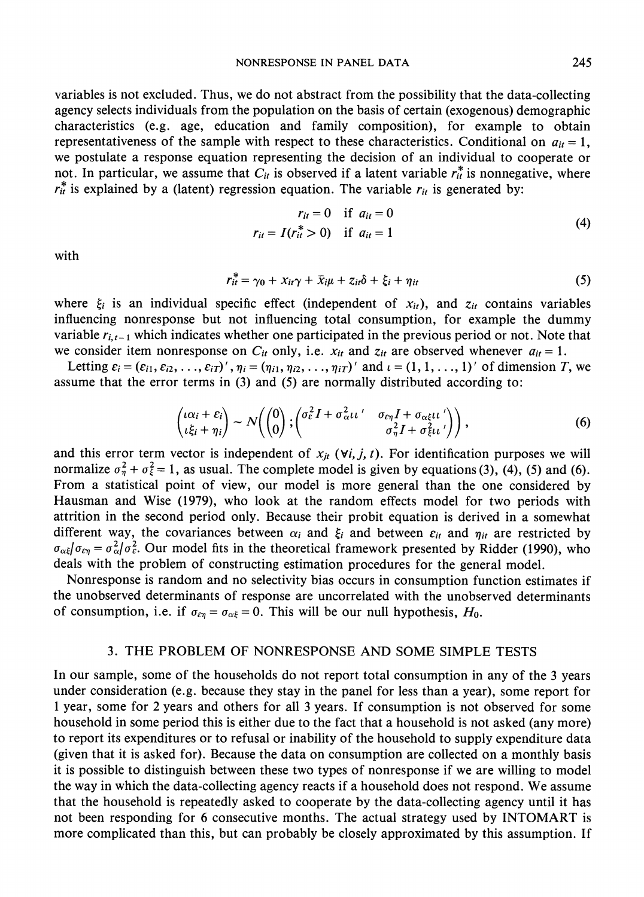variables is not excluded. Thus, we do not abstract from the possibility that the data-collecting agency selects individuals from the population on the basis of certain (exogenous) demographic characteristics (e.g. age, education and family composition), for example to obtain representativeness of the sample with respect to these characteristics. Conditional on $a_{it} = 1$, we postulate a response equation representing the decision of an individual to cooperate or not. In particular, we assume that $C_{it}$ is observed if a latent variable $r_{it}^*$ is nonnegative, where $r_{it}^*$ is explained by a (latent) regression equation. The variable $r_{it}$ is generated by:

$$
\begin{aligned}
r_{it} &= 0 \quad \text{if } a_{it} = 0 \\
r_{it} &= I(r_{it}^* > 0) \quad \text{if } a_{it} = 1
\end{aligned}
\tag{4}
$$

with

$$
r_{it}^* = \gamma_0 + x_{it}\gamma + \bar{x}_i\mu + z_{it}\delta + \xi_i + \eta_{it} \tag{5}
$$

where $\xi_i$ is an individual specific effect (independent of $x_{it}$), and $z_{it}$ contains variables influencing nonresponse but not influencing total consumption, for example the dummy variable $r_{i,t-1}$ which indicates whether one participated in the previous period or not. Note that we consider item nonresponse on $C_{it}$ only, i.e. $x_{it}$ and $z_{it}$ are observed whenever $a_{it} = 1$.

Letting $\varepsilon_i = (\varepsilon_{i1}, \varepsilon_{i2}, \ldots, \varepsilon_{iT})'$, $\eta_i = (\eta_{i1}, \eta_{i2}, \ldots, \eta_{iT})'$ and $\iota = (1, 1, \ldots, 1)'$ of dimension $T$, we assume that the error terms in (3) and (5) are normally distributed according to:

$$
\begin{pmatrix} \iota\alpha_i + \varepsilon_i \\ \iota\xi_i + \eta_i \end{pmatrix} \sim N\left( \begin{pmatrix} 0 \\ 0 \end{pmatrix}; \begin{pmatrix} \sigma_\varepsilon^2 I + \sigma_\alpha^2 \iota\iota' & \sigma_{\varepsilon\eta} I + \sigma_{\alpha\xi}\iota\iota' \\ & \sigma_\eta^2 I + \sigma_\xi^2 \iota\iota' \end{pmatrix} \right), \tag{6}
$$

and this error term vector is independent of $x_{jt}$ $(\forall i, j, t)$. For identification purposes we will normalize $\sigma_\eta^2 + \sigma_\xi^2 = 1$, as usual. The complete model is given by equations (3), (4), (5) and (6). From a statistical point of view, our model is more general than the one considered by Hausman and Wise (1979), who look at the random effects model for two periods with attrition in the second period only. Because their probit equation is derived in a somewhat different way, the covariances between $\alpha_i$ and $\xi_i$ and between $\varepsilon_{it}$ and $\eta_{it}$ are restricted by $\sigma_{\alpha\xi}/\sigma_{\varepsilon\eta} = \sigma_\alpha^2/\sigma_\varepsilon^2$. Our model fits in the theoretical framework presented by Ridder (1990), who deals with the problem of constructing estimation procedures for the general model.

Nonresponse is random and no selectivity bias occurs in consumption function estimates if the unobserved determinants of response are uncorrelated with the unobserved determinants of consumption, i.e. if $\sigma_{\varepsilon\eta} = \sigma_{\alpha\xi} = 0$. This will be our null hypothesis, $H_0$.

## 3. THE PROBLEM OF NONRESPONSE AND SOME SIMPLE TESTS

In our sample, some of the households do not report total consumption in any of the 3 years under consideration (e.g. because they stay in the panel for less than a year), some report for 1 year, some for 2 years and others for all 3 years. If consumption is not observed for some household in some period this is either due to the fact that a household is not asked (any more) to report its expenditures or to refusal or inability of the household to supply expenditure data (given that it is asked for). Because the data on consumption are collected on a monthly basis it is possible to distinguish between these two types of nonresponse if we are willing to model the way in which the data-collecting agency reacts if a household does not respond. We assume that the household is repeatedly asked to cooperate by the data-collecting agency until it has not been responding for 6 consecutive months. The actual strategy used by INTOMART is more complicated than this, but can probably be closely approximated by this assumption. If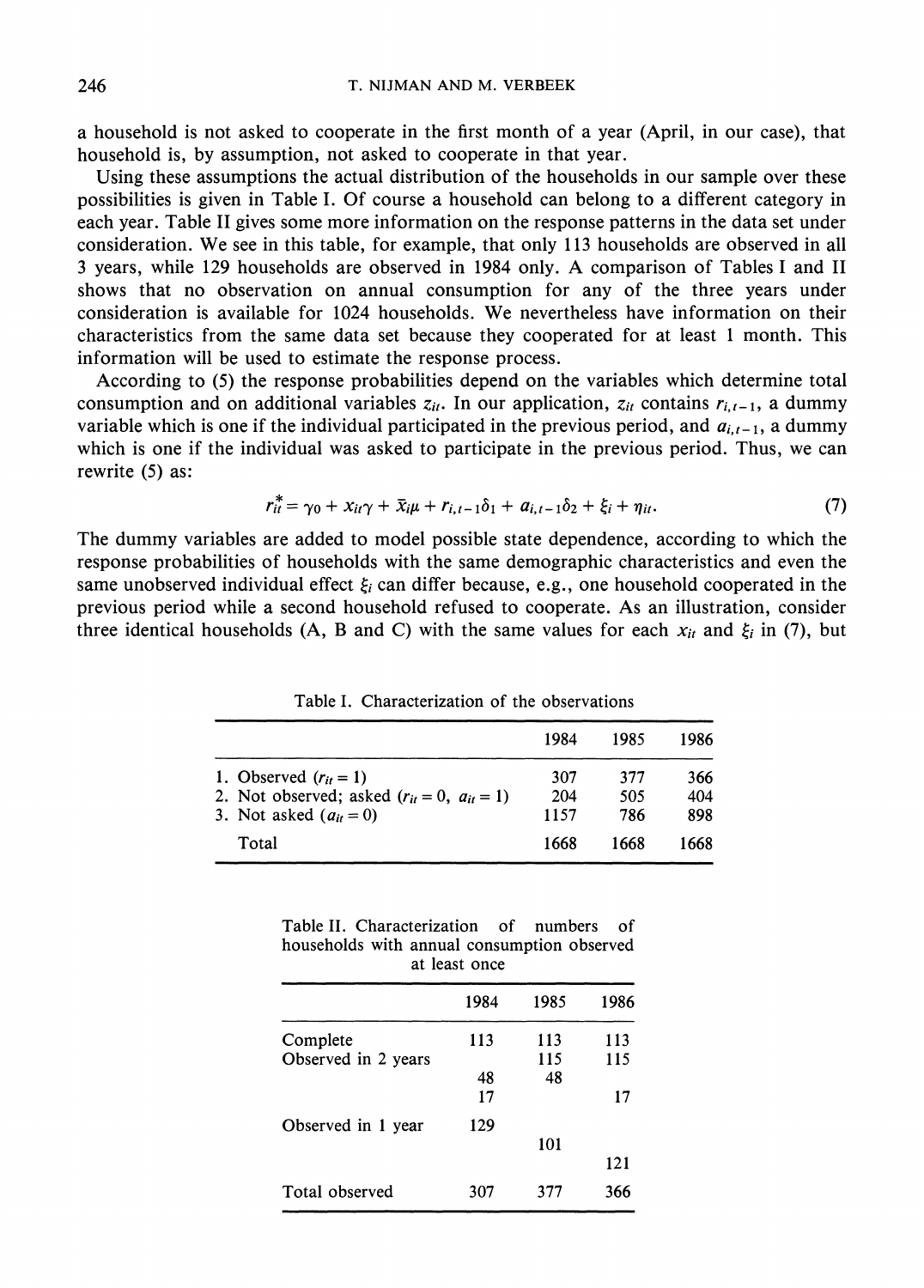a household is not asked to cooperate in the first month of a year (April, in our case), that household is, by assumption, not asked to cooperate in that year.

Using these assumptions the actual distribution of the households in our sample over these possibilities is given in Table I. Of course a household can belong to a different category in each year. Table II gives some more information on the response patterns in the data set under consideration. We see in this table, for example, that only 113 households are observed in all 3 years, while 129 households are observed in 1984 only. A comparison of Tables I and II shows that no observation on annual consumption for any of the three years under consideration is available for 1024 households. We nevertheless have information on their characteristics from the same data set because they cooperated for at least 1 month. This information will be used to estimate the response process.

According to (5) the response probabilities depend on the variables which determine total consumption and on additional variables $z_{it}$. In our application, $z_{it}$ contains $r_{i,t-1}$, a dummy variable which is one if the individual participated in the previous period, and $a_{i,t-1}$, a dummy which is one if the individual was asked to participate in the previous period. Thus, we can rewrite (5) as:

$$r_{it}^{*} = \gamma_0 + x_{it}\gamma + \bar{x}_i\mu + r_{i,t-1}\delta_1 + a_{i,t-1}\delta_2 + \xi_i + \eta_{it}. \tag{7}$$

The dummy variables are added to model possible state dependence, according to which the response probabilities of households with the same demographic characteristics and even the same unobserved individual effect $\xi_i$ can differ because, e.g., one household cooperated in the previous period while a second household refused to cooperate. As an illustration, consider three identical households (A, B and C) with the same values for each $x_{it}$ and $\xi_i$ in (7), but

Table I. Characterization of the observations

| | 1984 | 1985 | 1986 |
|---|---|---|---|
| 1. Observed ($r_{it} = 1$) | 307 | 377 | 366 |
| 2. Not observed; asked ($r_{it} = 0,\ a_{it} = 1$) | 204 | 505 | 404 |
| 3. Not asked ($a_{it} = 0$) | 1157 | 786 | 898 |
| Total | 1668 | 1668 | 1668 |

Table II. Characterization of numbers of households with annual consumption observed at least once

| | 1984 | 1985 | 1986 |
|---|---|---|---|
| Complete | 113 | 113 | 113 |
| Observed in 2 years | | 115 | 115 |
| | 48 | 48 | |
| | 17 | | 17 |
| Observed in 1 year | 129 | | |
| | | 101 | |
| | | | 121 |
| Total observed | 307 | 377 | 366 |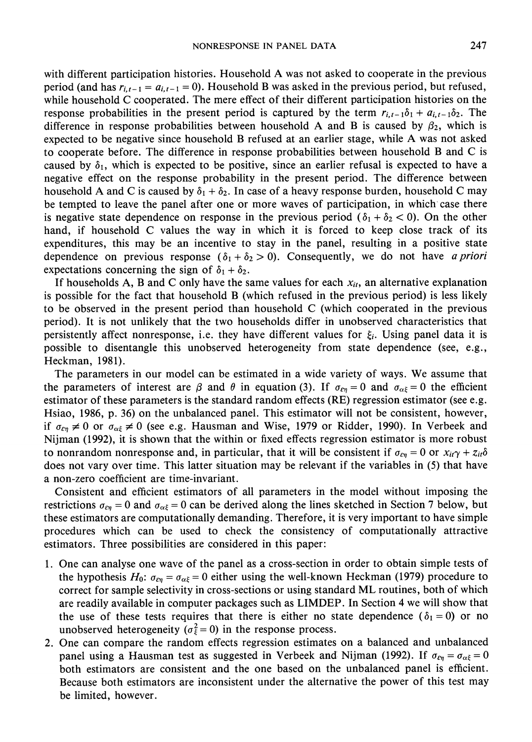with different participation histories. Household A was not asked to cooperate in the previous period (and has $r_{i,t-1} = a_{i,t-1} = 0$). Household B was asked in the previous period, but refused, while household C cooperated. The mere effect of their different participation histories on the response probabilities in the present period is captured by the term $r_{i,t-1}\delta_1 + a_{i,t-1}\delta_2$. The difference in response probabilities between household A and B is caused by $\beta_2$, which is expected to be negative since household B refused at an earlier stage, while A was not asked to cooperate before. The difference in response probabilities between household B and C is caused by $\delta_1$, which is expected to be positive, since an earlier refusal is expected to have a negative effect on the response probability in the present period. The difference between household A and C is caused by $\delta_1 + \delta_2$. In case of a heavy response burden, household C may be tempted to leave the panel after one or more waves of participation, in which case there is negative state dependence on response in the previous period ($\delta_1 + \delta_2 < 0$). On the other hand, if household C values the way in which it is forced to keep close track of its expenditures, this may be an incentive to stay in the panel, resulting in a positive state dependence on previous response ($\delta_1 + \delta_2 > 0$). Consequently, we do not have *a priori* expectations concerning the sign of $\delta_1 + \delta_2$.

If households A, B and C only have the same values for each $x_{it}$, an alternative explanation is possible for the fact that household B (which refused in the previous period) is less likely to be observed in the present period than household C (which cooperated in the previous period). It is not unlikely that the two households differ in unobserved characteristics that persistently affect nonresponse, i.e. they have different values for $\xi_i$. Using panel data it is possible to disentangle this unobserved heterogeneity from state dependence (see, e.g., Heckman, 1981).

The parameters in our model can be estimated in a wide variety of ways. We assume that the parameters of interest are $\beta$ and $\theta$ in equation (3). If $\sigma_{\varepsilon\eta} = 0$ and $\sigma_{\alpha\xi} = 0$ the efficient estimator of these parameters is the standard random effects (RE) regression estimator (see e.g. Hsiao, 1986, p. 36) on the unbalanced panel. This estimator will not be consistent, however, if $\sigma_{\varepsilon\eta} \neq 0$ or $\sigma_{\alpha\xi} \neq 0$ (see e.g. Hausman and Wise, 1979 or Ridder, 1990). In Verbeek and Nijman (1992), it is shown that the within or fixed effects regression estimator is more robust to nonrandom nonresponse and, in particular, that it will be consistent if $\sigma_{\varepsilon\eta} = 0$ or $x_{it}\gamma + z_{it}\delta$ does not vary over time. This latter situation may be relevant if the variables in (5) that have a non-zero coefficient are time-invariant.

Consistent and efficient estimators of all parameters in the model without imposing the restrictions $\sigma_{\varepsilon\eta} = 0$ and $\sigma_{\alpha\xi} = 0$ can be derived along the lines sketched in Section 7 below, but these estimators are computationally demanding. Therefore, it is very important to have simple procedures which can be used to check the consistency of computationally attractive estimators. Three possibilities are considered in this paper:

1. One can analyse one wave of the panel as a cross-section in order to obtain simple tests of the hypothesis $H_0$: $\sigma_{\varepsilon\eta} = \sigma_{\alpha\xi} = 0$ either using the well-known Heckman (1979) procedure to correct for sample selectivity in cross-sections or using standard ML routines, both of which are readily available in computer packages such as LIMDEP. In Section 4 we will show that the use of these tests requires that there is either no state dependence ($\delta_1 = 0$) or no unobserved heterogeneity ($\sigma_\xi^2 = 0$) in the response process.
2. One can compare the random effects regression estimates on a balanced and unbalanced panel using a Hausman test as suggested in Verbeek and Nijman (1992). If $\sigma_{\varepsilon\eta} = \sigma_{\alpha\xi} = 0$ both estimators are consistent and the one based on the unbalanced panel is efficient. Because both estimators are inconsistent under the alternative the power of this test may be limited, however.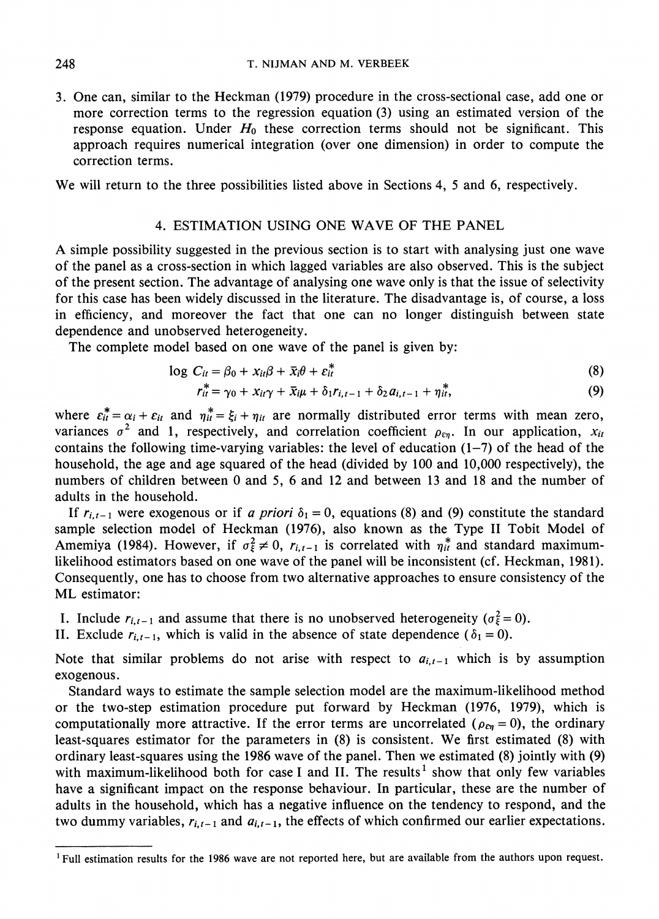3. One can, similar to the Heckman (1979) procedure in the cross-sectional case, add one or more correction terms to the regression equation (3) using an estimated version of the response equation. Under $H_0$ these correction terms should not be significant. This approach requires numerical integration (over one dimension) in order to compute the correction terms.

We will return to the three possibilities listed above in Sections 4, 5 and 6, respectively.

## 4. ESTIMATION USING ONE WAVE OF THE PANEL

A simple possibility suggested in the previous section is to start with analysing just one wave of the panel as a cross-section in which lagged variables are also observed. This is the subject of the present section. The advantage of analysing one wave only is that the issue of selectivity for this case has been widely discussed in the literature. The disadvantage is, of course, a loss in efficiency, and moreover the fact that one can no longer distinguish between state dependence and unobserved heterogeneity.

The complete model based on one wave of the panel is given by:

$$\log C_{it} = \beta_0 + x_{it}\beta + \bar{x}_i\theta + \varepsilon_{it}^* \tag{8}$$

$$r_{it}^* = \gamma_0 + x_{it}\gamma + \bar{x}_i\mu + \delta_1 r_{i,t-1} + \delta_2 a_{i,t-1} + \eta_{it}^*, \tag{9}$$

where $\varepsilon_{it}^* = \alpha_i + \varepsilon_{it}$ and $\eta_{it}^* = \xi_i + \eta_{it}$ are normally distributed error terms with mean zero, variances $\sigma^2$ and 1, respectively, and correlation coefficient $\rho_{\varepsilon\eta}$. In our application, $x_{it}$ contains the following time-varying variables: the level of education (1–7) of the head of the household, the age and age squared of the head (divided by 100 and 10,000 respectively), the numbers of children between 0 and 5, 6 and 12 and between 13 and 18 and the number of adults in the household.

If $r_{i,t-1}$ were exogenous or if *a priori* $\delta_1 = 0$, equations (8) and (9) constitute the standard sample selection model of Heckman (1976), also known as the Type II Tobit Model of Amemiya (1984). However, if $\sigma_\xi^2 \neq 0$, $r_{i,t-1}$ is correlated with $\eta_{it}^*$ and standard maximum-likelihood estimators based on one wave of the panel will be inconsistent (cf. Heckman, 1981). Consequently, one has to choose from two alternative approaches to ensure consistency of the ML estimator:

I. Include $r_{i,t-1}$ and assume that there is no unobserved heterogeneity ($\sigma_\xi^2 = 0$).
II. Exclude $r_{i,t-1}$, which is valid in the absence of state dependence ($\delta_1 = 0$).

Note that similar problems do not arise with respect to $a_{i,t-1}$ which is by assumption exogenous.

Standard ways to estimate the sample selection model are the maximum-likelihood method or the two-step estimation procedure put forward by Heckman (1976, 1979), which is computationally more attractive. If the error terms are uncorrelated ($\rho_{\varepsilon\eta} = 0$), the ordinary least-squares estimator for the parameters in (8) is consistent. We first estimated (8) with ordinary least-squares using the 1986 wave of the panel. Then we estimated (8) jointly with (9) with maximum-likelihood both for case I and II. The results[1] show that only few variables have a significant impact on the response behaviour. In particular, these are the number of adults in the household, which has a negative influence on the tendency to respond, and the two dummy variables, $r_{i,t-1}$ and $a_{i,t-1}$, the effects of which confirmed our earlier expectations.

[1] Full estimation results for the 1986 wave are not reported here, but are available from the authors upon request.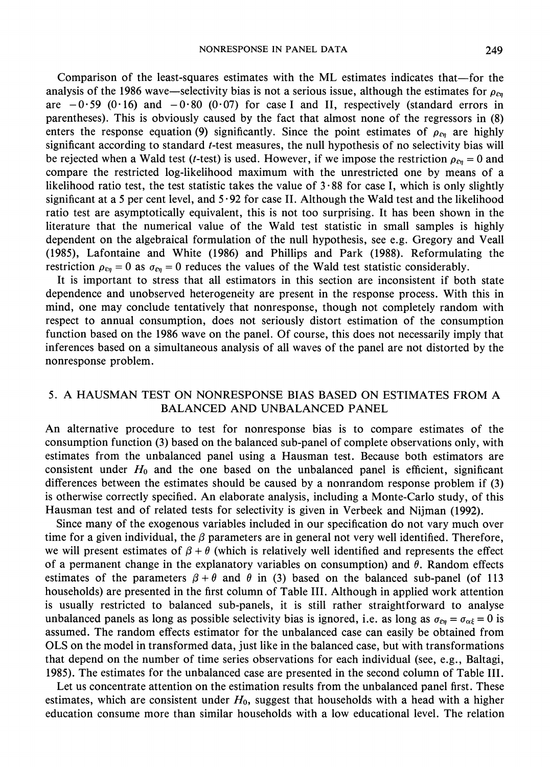Comparison of the least-squares estimates with the ML estimates indicates that—for the analysis of the 1986 wave—selectivity bias is not a serious issue, although the estimates for $\rho_{\varepsilon\eta}$ are $-0{\cdot}59$ $(0{\cdot}16)$ and $-0{\cdot}80$ $(0{\cdot}07)$ for case I and II, respectively (standard errors in parentheses). This is obviously caused by the fact that almost none of the regressors in (8) enters the response equation (9) significantly. Since the point estimates of $\rho_{\varepsilon\eta}$ are highly significant according to standard $t$-test measures, the null hypothesis of no selectivity bias will be rejected when a Wald test ($t$-test) is used. However, if we impose the restriction $\rho_{\varepsilon\eta} = 0$ and compare the restricted log-likelihood maximum with the unrestricted one by means of a likelihood ratio test, the test statistic takes the value of $3{\cdot}88$ for case I, which is only slightly significant at a 5 per cent level, and $5{\cdot}92$ for case II. Although the Wald test and the likelihood ratio test are asymptotically equivalent, this is not too surprising. It has been shown in the literature that the numerical value of the Wald test statistic in small samples is highly dependent on the algebraical formulation of the null hypothesis, see e.g. Gregory and Veall (1985), Lafontaine and White (1986) and Phillips and Park (1988). Reformulating the restriction $\rho_{\varepsilon\eta} = 0$ as $\sigma_{\varepsilon\eta} = 0$ reduces the values of the Wald test statistic considerably.

It is important to stress that all estimators in this section are inconsistent if both state dependence and unobserved heterogeneity are present in the response process. With this in mind, one may conclude tentatively that nonresponse, though not completely random with respect to annual consumption, does not seriously distort estimation of the consumption function based on the 1986 wave on the panel. Of course, this does not necessarily imply that inferences based on a simultaneous analysis of all waves of the panel are not distorted by the nonresponse problem.

## 5. A HAUSMAN TEST ON NONRESPONSE BIAS BASED ON ESTIMATES FROM A BALANCED AND UNBALANCED PANEL

An alternative procedure to test for nonresponse bias is to compare estimates of the consumption function (3) based on the balanced sub-panel of complete observations only, with estimates from the unbalanced panel using a Hausman test. Because both estimators are consistent under $H_0$ and the one based on the unbalanced panel is efficient, significant differences between the estimates should be caused by a nonrandom response problem if (3) is otherwise correctly specified. An elaborate analysis, including a Monte-Carlo study, of this Hausman test and of related tests for selectivity is given in Verbeek and Nijman (1992).

Since many of the exogenous variables included in our specification do not vary much over time for a given individual, the $\beta$ parameters are in general not very well identified. Therefore, we will present estimates of $\beta + \theta$ (which is relatively well identified and represents the effect of a permanent change in the explanatory variables on consumption) and $\theta$. Random effects estimates of the parameters $\beta + \theta$ and $\theta$ in (3) based on the balanced sub-panel (of 113 households) are presented in the first column of Table III. Although in applied work attention is usually restricted to balanced sub-panels, it is still rather straightforward to analyse unbalanced panels as long as possible selectivity bias is ignored, i.e. as long as $\sigma_{\varepsilon\eta} = \sigma_{\alpha\xi} = 0$ is assumed. The random effects estimator for the unbalanced case can easily be obtained from OLS on the model in transformed data, just like in the balanced case, but with transformations that depend on the number of time series observations for each individual (see, e.g., Baltagi, 1985). The estimates for the unbalanced case are presented in the second column of Table III.

Let us concentrate attention on the estimation results from the unbalanced panel first. These estimates, which are consistent under $H_0$, suggest that households with a head with a higher education consume more than similar households with a low educational level. The relation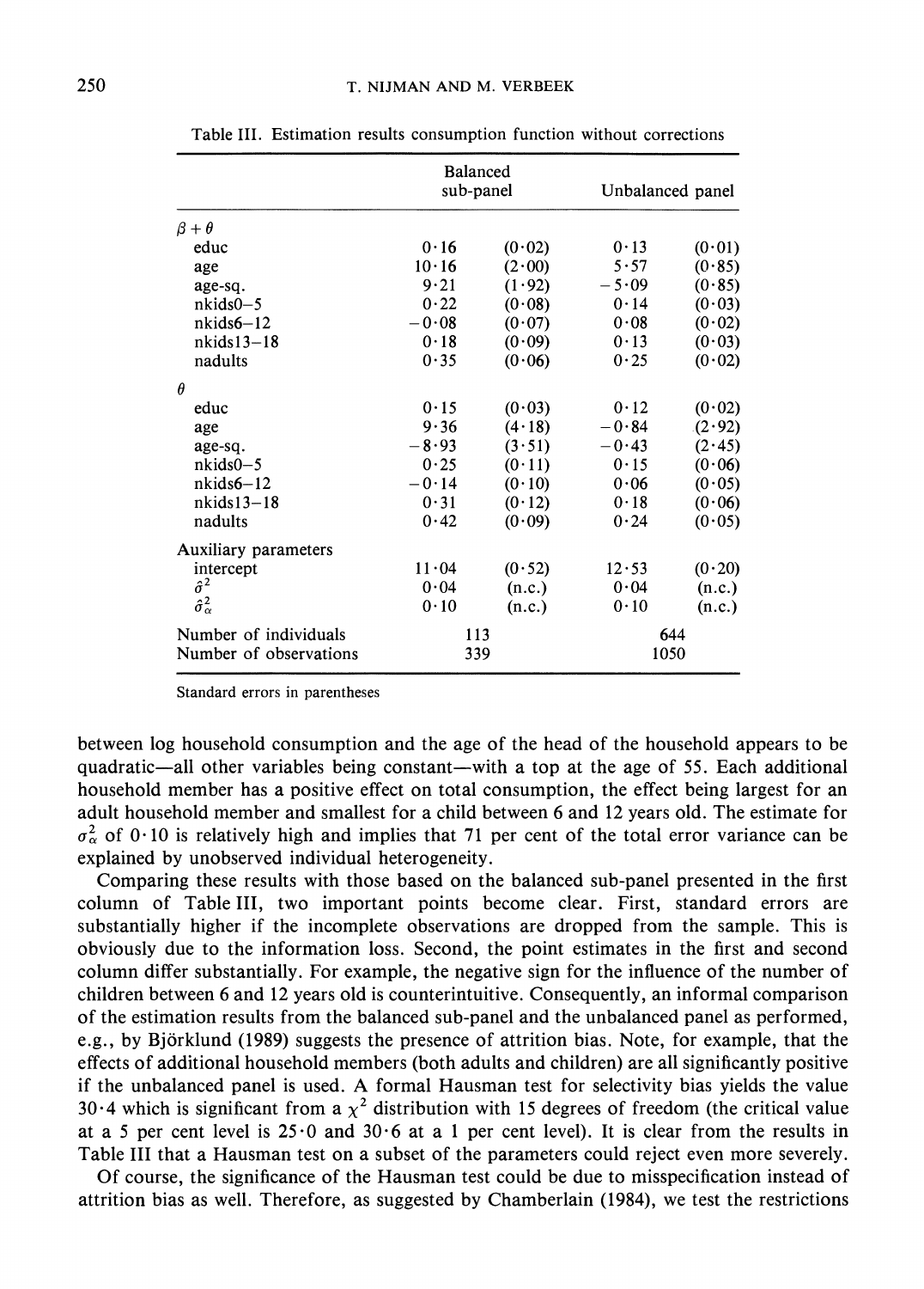Table III. Estimation results consumption function without corrections

| | Balanced sub-panel | | Unbalanced panel | |
|---|---|---|---|---|
| $\beta+\theta$ | | | | |
| educ | 0·16 | (0·02) | 0·13 | (0·01) |
| age | 10·16 | (2·00) | 5·57 | (0·85) |
| age-sq. | 9·21 | (1·92) | −5·09 | (0·85) |
| nkids0–5 | 0·22 | (0·08) | 0·14 | (0·03) |
| nkids6–12 | −0·08 | (0·07) | 0·08 | (0·02) |
| nkids13–18 | 0·18 | (0·09) | 0·13 | (0·03) |
| nadults | 0·35 | (0·06) | 0·25 | (0·02) |
| $\theta$ | | | | |
| educ | 0·15 | (0·03) | 0·12 | (0·02) |
| age | 9·36 | (4·18) | −0·84 | (2·92) |
| age-sq. | −8·93 | (3·51) | −0·43 | (2·45) |
| nkids0–5 | 0·25 | (0·11) | 0·15 | (0·06) |
| nkids6–12 | −0·14 | (0·10) | 0·06 | (0·05) |
| nkids13–18 | 0·31 | (0·12) | 0·18 | (0·06) |
| nadults | 0·42 | (0·09) | 0·24 | (0·05) |
| Auxiliary parameters | | | | |
| intercept | 11·04 | (0·52) | 12·53 | (0·20) |
| $\hat{\sigma}^2$ | 0·04 | (n.c.) | 0·04 | (n.c.) |
| $\hat{\sigma}_\alpha^2$ | 0·10 | (n.c.) | 0·10 | (n.c.) |
| Number of individuals | 113 | | 644 | |
| Number of observations | 339 | | 1050 | |

Standard errors in parentheses

between log household consumption and the age of the head of the household appears to be quadratic—all other variables being constant—with a top at the age of 55. Each additional household member has a positive effect on total consumption, the effect being largest for an adult household member and smallest for a child between 6 and 12 years old. The estimate for $\sigma_\alpha^2$ of 0·10 is relatively high and implies that 71 per cent of the total error variance can be explained by unobserved individual heterogeneity.

Comparing these results with those based on the balanced sub-panel presented in the first column of Table III, two important points become clear. First, standard errors are substantially higher if the incomplete observations are dropped from the sample. This is obviously due to the information loss. Second, the point estimates in the first and second column differ substantially. For example, the negative sign for the influence of the number of children between 6 and 12 years old is counterintuitive. Consequently, an informal comparison of the estimation results from the balanced sub-panel and the unbalanced panel as performed, e.g., by Björklund (1989) suggests the presence of attrition bias. Note, for example, that the effects of additional household members (both adults and children) are all significantly positive if the unbalanced panel is used. A formal Hausman test for selectivity bias yields the value 30·4 which is significant from a $\chi^2$ distribution with 15 degrees of freedom (the critical value at a 5 per cent level is 25·0 and 30·6 at a 1 per cent level). It is clear from the results in Table III that a Hausman test on a subset of the parameters could reject even more severely.

Of course, the significance of the Hausman test could be due to misspecification instead of attrition bias as well. Therefore, as suggested by Chamberlain (1984), we test the restrictions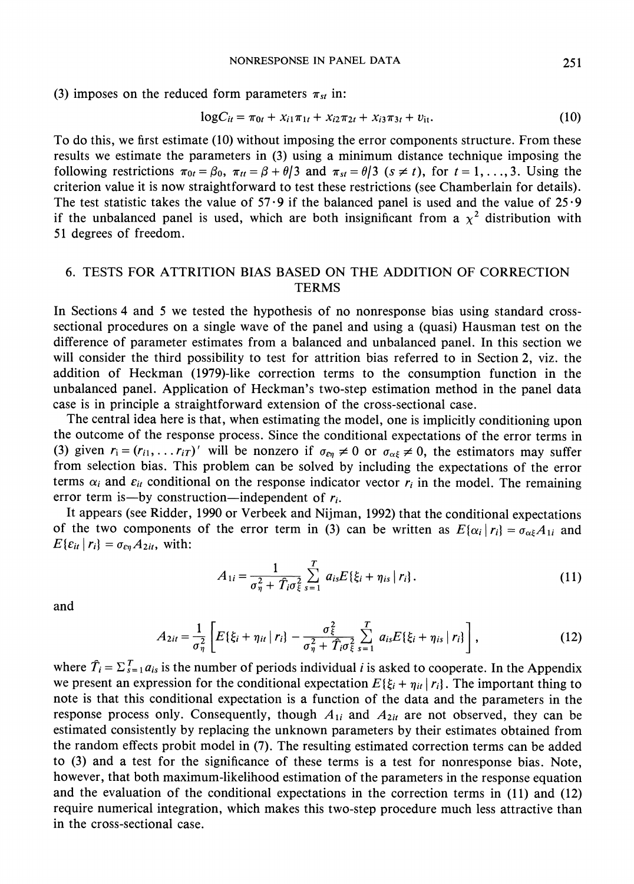(3) imposes on the reduced form parameters $\pi_{st}$ in:

$$\log C_{it} = \pi_{0t} + x_{i1}\pi_{1t} + x_{i2}\pi_{2t} + x_{i3}\pi_{3t} + v_{it}. \tag{10}$$

To do this, we first estimate (10) without imposing the error components structure. From these results we estimate the parameters in (3) using a minimum distance technique imposing the following restrictions $\pi_{0t} = \beta_0$, $\pi_{tt} = \beta + \theta/3$ and $\pi_{st} = \theta/3$ $(s \neq t)$, for $t = 1, \ldots, 3$. Using the criterion value it is now straightforward to test these restrictions (see Chamberlain for details). The test statistic takes the value of 57·9 if the balanced panel is used and the value of 25·9 if the unbalanced panel is used, which are both insignificant from a $\chi^2$ distribution with 51 degrees of freedom.

## 6. TESTS FOR ATTRITION BIAS BASED ON THE ADDITION OF CORRECTION TERMS

In Sections 4 and 5 we tested the hypothesis of no nonresponse bias using standard cross-sectional procedures on a single wave of the panel and using a (quasi) Hausman test on the difference of parameter estimates from a balanced and unbalanced panel. In this section we will consider the third possibility to test for attrition bias referred to in Section 2, viz. the addition of Heckman (1979)-like correction terms to the consumption function in the unbalanced panel. Application of Heckman's two-step estimation method in the panel data case is in principle a straightforward extension of the cross-sectional case.

The central idea here is that, when estimating the model, one is implicitly conditioning upon the outcome of the response process. Since the conditional expectations of the error terms in (3) given $r_i = (r_{i1}, \ldots r_{iT})'$ will be nonzero if $\sigma_{\varepsilon\eta} \neq 0$ or $\sigma_{\alpha\xi} \neq 0$, the estimators may suffer from selection bias. This problem can be solved by including the expectations of the error terms $\alpha_i$ and $\varepsilon_{it}$ conditional on the response indicator vector $r_i$ in the model. The remaining error term is—by construction—independent of $r_i$.

It appears (see Ridder, 1990 or Verbeek and Nijman, 1992) that the conditional expectations of the two components of the error term in (3) can be written as $E\{\alpha_i \mid r_i\} = \sigma_{\alpha\xi} A_{1i}$ and $E\{\varepsilon_{it} \mid r_i\} = \sigma_{\varepsilon\eta} A_{2it}$, with:

$$A_{1i} = \frac{1}{\sigma_\eta^2 + \hat{T}_i \sigma_\xi^2} \sum_{s=1}^{T} a_{is} E\{\xi_i + \eta_{is} \mid r_i\}. \tag{11}$$

and

$$A_{2it} = \frac{1}{\sigma_\eta^2}\left[E\{\xi_i + \eta_{it} \mid r_i\} - \frac{\sigma_\xi^2}{\sigma_\eta^2 + \hat{T}_i \sigma_\xi^2} \sum_{s=1}^{T} a_{is} E\{\xi_i + \eta_{is} \mid r_i\}\right], \tag{12}$$

where $\hat{T}_i = \Sigma_{s=1}^{T} a_{is}$ is the number of periods individual $i$ is asked to cooperate. In the Appendix we present an expression for the conditional expectation $E\{\xi_i + \eta_{it} \mid r_i\}$. The important thing to note is that this conditional expectation is a function of the data and the parameters in the response process only. Consequently, though $A_{1i}$ and $A_{2it}$ are not observed, they can be estimated consistently by replacing the unknown parameters by their estimates obtained from the random effects probit model in (7). The resulting estimated correction terms can be added to (3) and a test for the significance of these terms is a test for nonresponse bias. Note, however, that both maximum-likelihood estimation of the parameters in the response equation and the evaluation of the conditional expectations in the correction terms in (11) and (12) require numerical integration, which makes this two-step procedure much less attractive than in the cross-sectional case.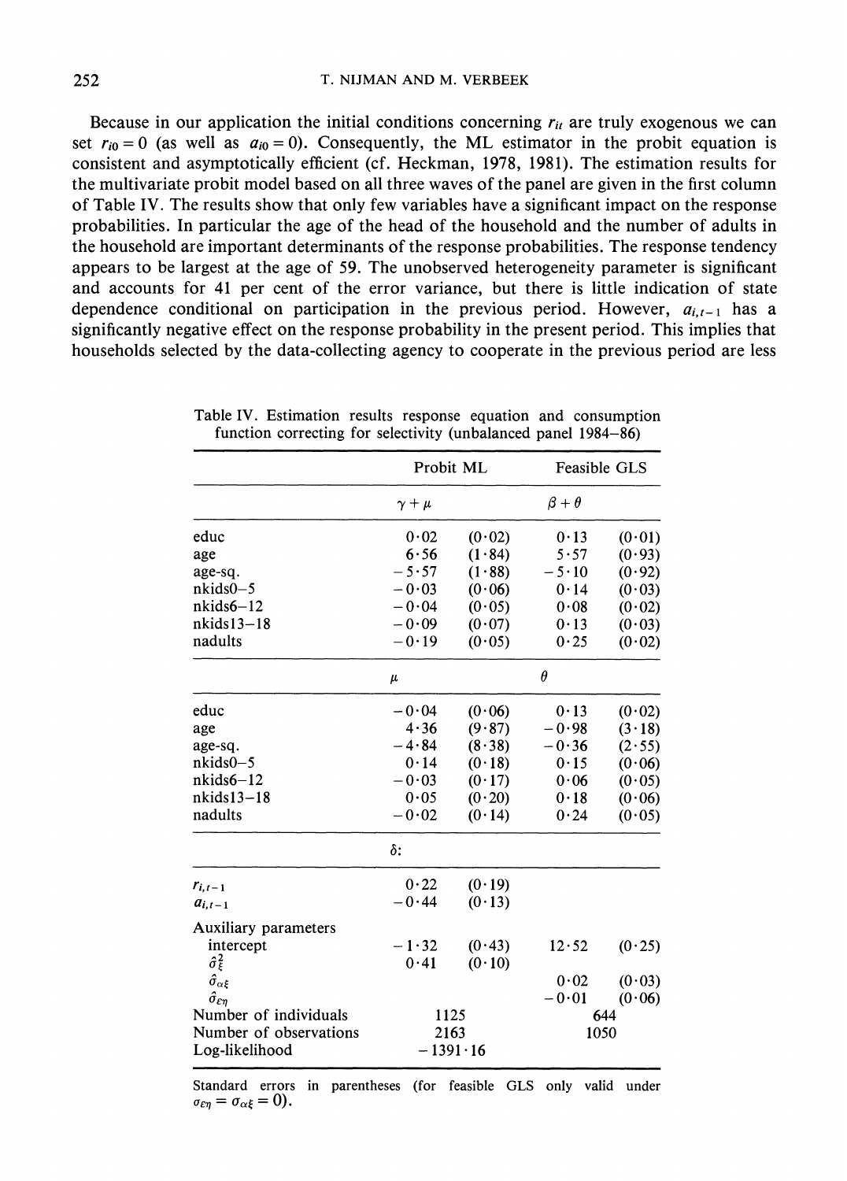Because in our application the initial conditions concerning $r_{it}$ are truly exogenous we can set $r_{i0} = 0$ (as well as $a_{i0} = 0$). Consequently, the ML estimator in the probit equation is consistent and asymptotically efficient (cf. Heckman, 1978, 1981). The estimation results for the multivariate probit model based on all three waves of the panel are given in the first column of Table IV. The results show that only few variables have a significant impact on the response probabilities. In particular the age of the head of the household and the number of adults in the household are important determinants of the response probabilities. The response tendency appears to be largest at the age of 59. The unobserved heterogeneity parameter is significant and accounts for 41 per cent of the error variance, but there is little indication of state dependence conditional on participation in the previous period. However, $a_{i,t-1}$ has a significantly negative effect on the response probability in the present period. This implies that households selected by the data-collecting agency to cooperate in the previous period are less

Table IV. Estimation results response equation and consumption function correcting for selectivity (unbalanced panel 1984–86)

| | Probit ML | | Feasible GLS | |
|---|---|---|---|---|
| | $\gamma + \mu$ | | $\beta + \theta$ | |
| educ | 0·02 | (0·02) | 0·13 | (0·01) |
| age | 6·56 | (1·84) | 5·57 | (0·93) |
| age-sq. | −5·57 | (1·88) | −5·10 | (0·92) |
| nkids0–5 | −0·03 | (0·06) | 0·14 | (0·03) |
| nkids6–12 | −0·04 | (0·05) | 0·08 | (0·02) |
| nkids13–18 | −0·09 | (0·07) | 0·13 | (0·03) |
| nadults | −0·19 | (0·05) | 0·25 | (0·02) |
| | $\mu$ | | $\theta$ | |
| educ | −0·04 | (0·06) | 0·13 | (0·02) |
| age | 4·36 | (9·87) | −0·98 | (3·18) |
| age-sq. | −4·84 | (8·38) | −0·36 | (2·55) |
| nkids0–5 | 0·14 | (0·18) | 0·15 | (0·06) |
| nkids6–12 | −0·03 | (0·17) | 0·06 | (0·05) |
| nkids13–18 | 0·05 | (0·20) | 0·18 | (0·06) |
| nadults | −0·02 | (0·14) | 0·24 | (0·05) |
| | $\delta$: | | | |
| $r_{i,t-1}$ | 0·22 | (0·19) | | |
| $a_{i,t-1}$ | −0·44 | (0·13) | | |
| Auxiliary parameters | | | | |
| intercept | −1·32 | (0·43) | 12·52 | (0·25) |
| $\hat{\sigma}^2_\xi$ | 0·41 | (0·10) | | |
| $\hat{\sigma}_{\alpha\xi}$ | | | 0·02 | (0·03) |
| $\hat{\sigma}_{\varepsilon\eta}$ | | | −0·01 | (0·06) |
| Number of individuals | 1125 | | 644 | |
| Number of observations | 2163 | | 1050 | |
| Log-likelihood | −1391·16 | | | |

Standard errors in parentheses (for feasible GLS only valid under $\sigma_{\varepsilon\eta} = \sigma_{\alpha\xi} = 0$).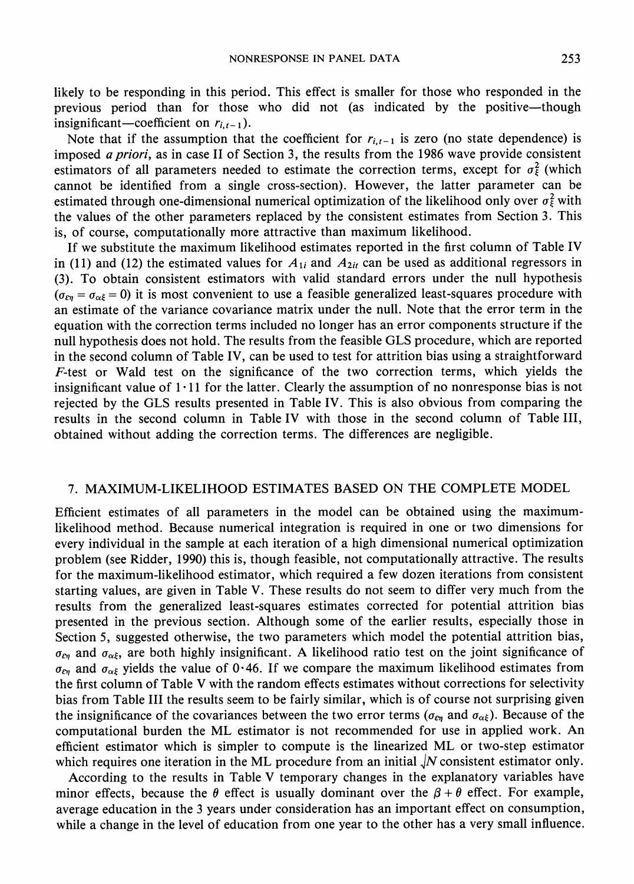likely to be responding in this period. This effect is smaller for those who responded in the previous period than for those who did not (as indicated by the positive—though insignificant—coefficient on $r_{i,t-1}$).

Note that if the assumption that the coefficient for $r_{i,t-1}$ is zero (no state dependence) is imposed *a priori*, as in case II of Section 3, the results from the 1986 wave provide consistent estimators of all parameters needed to estimate the correction terms, except for $\sigma_\xi^2$ (which cannot be identified from a single cross-section). However, the latter parameter can be estimated through one-dimensional numerical optimization of the likelihood only over $\sigma_\xi^2$ with the values of the other parameters replaced by the consistent estimates from Section 3. This is, of course, computationally more attractive than maximum likelihood.

If we substitute the maximum likelihood estimates reported in the first column of Table IV in (11) and (12) the estimated values for $A_{1i}$ and $A_{2it}$ can be used as additional regressors in (3). To obtain consistent estimators with valid standard errors under the null hypothesis ($\sigma_{\varepsilon\eta} = \sigma_{\alpha\xi} = 0$) it is most convenient to use a feasible generalized least-squares procedure with an estimate of the variance covariance matrix under the null. Note that the error term in the equation with the correction terms included no longer has an error components structure if the null hypothesis does not hold. The results from the feasible GLS procedure, which are reported in the second column of Table IV, can be used to test for attrition bias using a straightforward $F$-test or Wald test on the significance of the two correction terms, which yields the insignificant value of 1·11 for the latter. Clearly the assumption of no nonresponse bias is not rejected by the GLS results presented in Table IV. This is also obvious from comparing the results in the second column in Table IV with those in the second column of Table III, obtained without adding the correction terms. The differences are negligible.

## 7. MAXIMUM-LIKELIHOOD ESTIMATES BASED ON THE COMPLETE MODEL

Efficient estimates of all parameters in the model can be obtained using the maximum-likelihood method. Because numerical integration is required in one or two dimensions for every individual in the sample at each iteration of a high dimensional numerical optimization problem (see Ridder, 1990) this is, though feasible, not computationally attractive. The results for the maximum-likelihood estimator, which required a few dozen iterations from consistent starting values, are given in Table V. These results do not seem to differ very much from the results from the generalized least-squares estimates corrected for potential attrition bias presented in the previous section. Although some of the earlier results, especially those in Section 5, suggested otherwise, the two parameters which model the potential attrition bias, $\sigma_{\varepsilon\eta}$ and $\sigma_{\alpha\xi}$, are both highly insignificant. A likelihood ratio test on the joint significance of $\sigma_{\varepsilon\eta}$ and $\sigma_{\alpha\xi}$ yields the value of 0·46. If we compare the maximum likelihood estimates from the first column of Table V with the random effects estimates without corrections for selectivity bias from Table III the results seem to be fairly similar, which is of course not surprising given the insignificance of the covariances between the two error terms ($\sigma_{\varepsilon\eta}$ and $\sigma_{\alpha\xi}$). Because of the computational burden the ML estimator is not recommended for use in applied work. An efficient estimator which is simpler to compute is the linearized ML or two-step estimator which requires one iteration in the ML procedure from an initial $\sqrt{N}$ consistent estimator only.

According to the results in Table V temporary changes in the explanatory variables have minor effects, because the $\theta$ effect is usually dominant over the $\beta + \theta$ effect. For example, average education in the 3 years under consideration has an important effect on consumption, while a change in the level of education from one year to the other has a very small influence.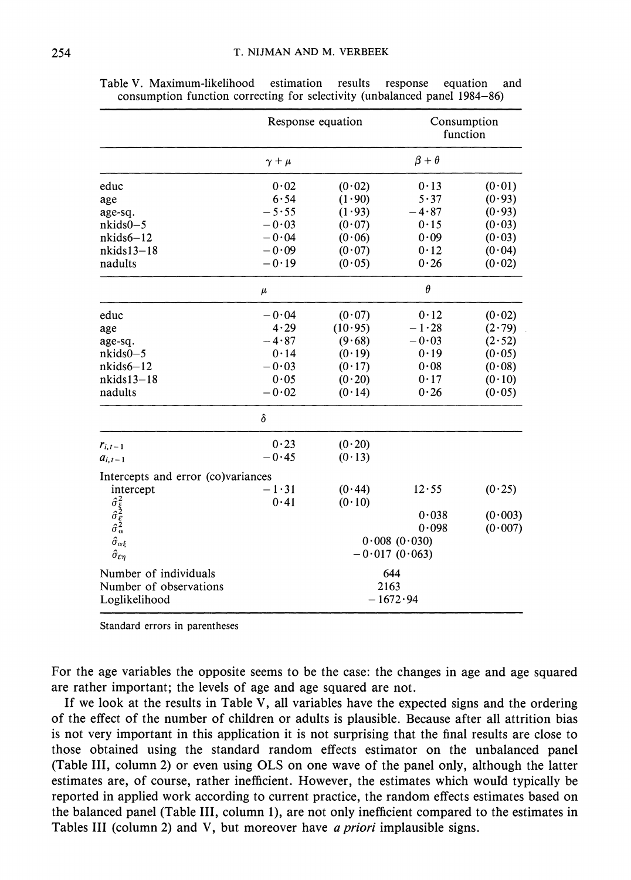Table V. Maximum-likelihood estimation results response equation and consumption function correcting for selectivity (unbalanced panel 1984–86)

| | Response equation | | Consumption function | |
|---|---|---|---|---|
| | $\gamma + \mu$ | | $\beta + \theta$ | |
| educ | 0·02 | (0·02) | 0·13 | (0·01) |
| age | 6·54 | (1·90) | 5·37 | (0·93) |
| age-sq. | −5·55 | (1·93) | −4·87 | (0·93) |
| nkids0–5 | −0·03 | (0·07) | 0·15 | (0·03) |
| nkids6–12 | −0·04 | (0·06) | 0·09 | (0·03) |
| nkids13–18 | −0·09 | (0·07) | 0·12 | (0·04) |
| nadults | −0·19 | (0·05) | 0·26 | (0·02) |
| | $\mu$ | | $\theta$ | |
| educ | −0·04 | (0·07) | 0·12 | (0·02) |
| age | 4·29 | (10·95) | −1·28 | (2·79) |
| age-sq. | −4·87 | (9·68) | −0·03 | (2·52) |
| nkids0–5 | 0·14 | (0·19) | 0·19 | (0·05) |
| nkids6–12 | −0·03 | (0·17) | 0·08 | (0·08) |
| nkids13–18 | 0·05 | (0·20) | 0·17 | (0·10) |
| nadults | −0·02 | (0·14) | 0·26 | (0·05) |
| | $\delta$ | | | |
| $r_{i,t-1}$ | 0·23 | (0·20) | | |
| $a_{i,t-1}$ | −0·45 | (0·13) | | |
| Intercepts and error (co)variances | | | | |
| intercept | −1·31 | (0·44) | 12·55 | (0·25) |
| $\hat{\sigma}_\xi^2$ | 0·41 | (0·10) | | |
| $\hat{\sigma}_\varepsilon^2$ | | | 0·038 | (0·003) |
| $\hat{\sigma}_\alpha^2$ | | | 0·098 | (0·007) |
| $\hat{\sigma}_{\alpha\xi}$ | 0·008 (0·030) | | | |
| $\hat{\sigma}_{\varepsilon\eta}$ | −0·017 (0·063) | | | |
| Number of individuals | 644 | | | |
| Number of observations | 2163 | | | |
| Loglikelihood | −1672·94 | | | |

Standard errors in parentheses

For the age variables the opposite seems to be the case: the changes in age and age squared are rather important; the levels of age and age squared are not.

If we look at the results in Table V, all variables have the expected signs and the ordering of the effect of the number of children or adults is plausible. Because after all attrition bias is not very important in this application it is not surprising that the final results are close to those obtained using the standard random effects estimator on the unbalanced panel (Table III, column 2) or even using OLS on one wave of the panel only, although the latter estimates are, of course, rather inefficient. However, the estimates which would typically be reported in applied work according to current practice, the random effects estimates based on the balanced panel (Table III, column 1), are not only inefficient compared to the estimates in Tables III (column 2) and V, but moreover have *a priori* implausible signs.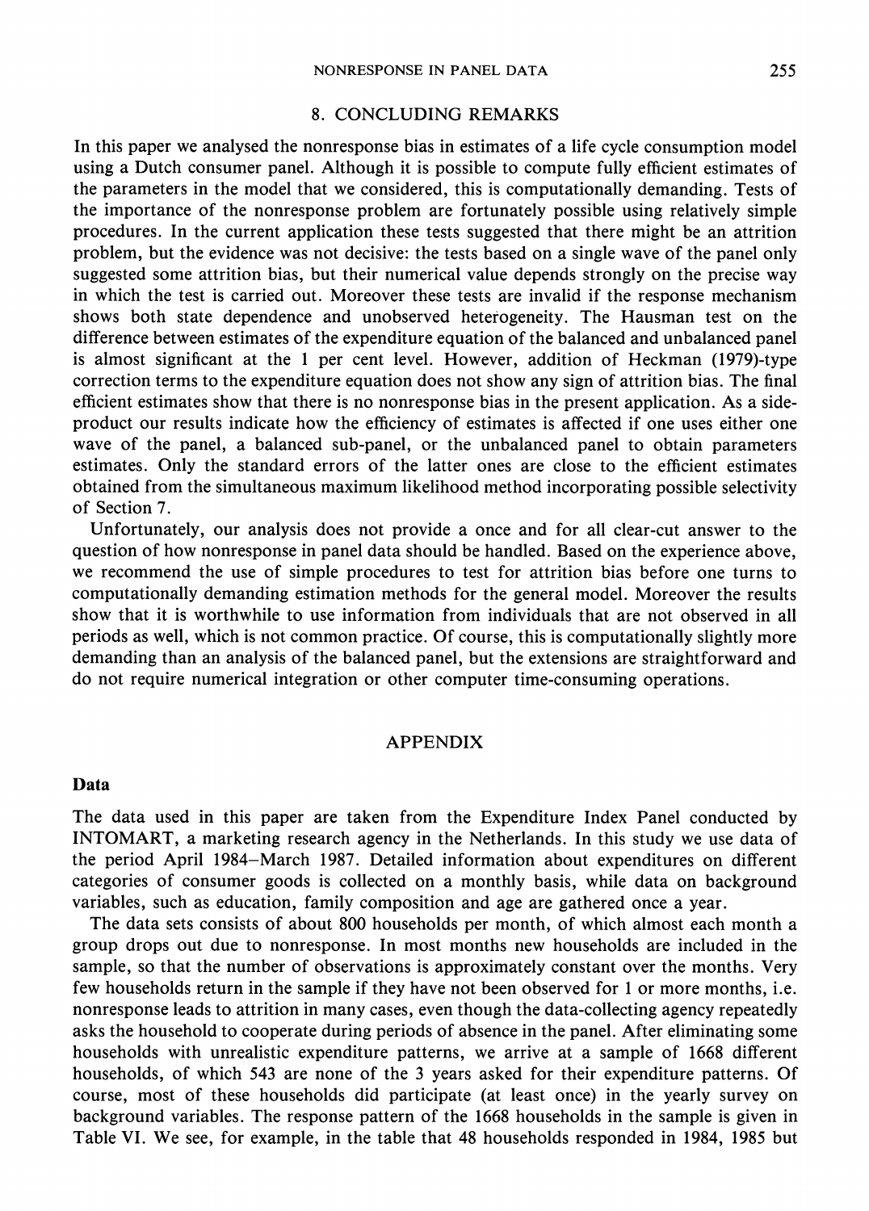## 8. CONCLUDING REMARKS

In this paper we analysed the nonresponse bias in estimates of a life cycle consumption model using a Dutch consumer panel. Although it is possible to compute fully efficient estimates of the parameters in the model that we considered, this is computationally demanding. Tests of the importance of the nonresponse problem are fortunately possible using relatively simple procedures. In the current application these tests suggested that there might be an attrition problem, but the evidence was not decisive: the tests based on a single wave of the panel only suggested some attrition bias, but their numerical value depends strongly on the precise way in which the test is carried out. Moreover these tests are invalid if the response mechanism shows both state dependence and unobserved heterogeneity. The Hausman test on the difference between estimates of the expenditure equation of the balanced and unbalanced panel is almost significant at the 1 per cent level. However, addition of Heckman (1979)-type correction terms to the expenditure equation does not show any sign of attrition bias. The final efficient estimates show that there is no nonresponse bias in the present application. As a side-product our results indicate how the efficiency of estimates is affected if one uses either one wave of the panel, a balanced sub-panel, or the unbalanced panel to obtain parameters estimates. Only the standard errors of the latter ones are close to the efficient estimates obtained from the simultaneous maximum likelihood method incorporating possible selectivity of Section 7.

Unfortunately, our analysis does not provide a once and for all clear-cut answer to the question of how nonresponse in panel data should be handled. Based on the experience above, we recommend the use of simple procedures to test for attrition bias before one turns to computationally demanding estimation methods for the general model. Moreover the results show that it is worthwhile to use information from individuals that are not observed in all periods as well, which is not common practice. Of course, this is computationally slightly more demanding than an analysis of the balanced panel, but the extensions are straightforward and do not require numerical integration or other computer time-consuming operations.

## APPENDIX

### Data

The data used in this paper are taken from the Expenditure Index Panel conducted by INTOMART, a marketing research agency in the Netherlands. In this study we use data of the period April 1984–March 1987. Detailed information about expenditures on different categories of consumer goods is collected on a monthly basis, while data on background variables, such as education, family composition and age are gathered once a year.

The data sets consists of about 800 households per month, of which almost each month a group drops out due to nonresponse. In most months new households are included in the sample, so that the number of observations is approximately constant over the months. Very few households return in the sample if they have not been observed for 1 or more months, i.e. nonresponse leads to attrition in many cases, even though the data-collecting agency repeatedly asks the household to cooperate during periods of absence in the panel. After eliminating some households with unrealistic expenditure patterns, we arrive at a sample of 1668 different households, of which 543 are none of the 3 years asked for their expenditure patterns. Of course, most of these households did participate (at least once) in the yearly survey on background variables. The response pattern of the 1668 households in the sample is given in Table VI. We see, for example, in the table that 48 households responded in 1984, 1985 but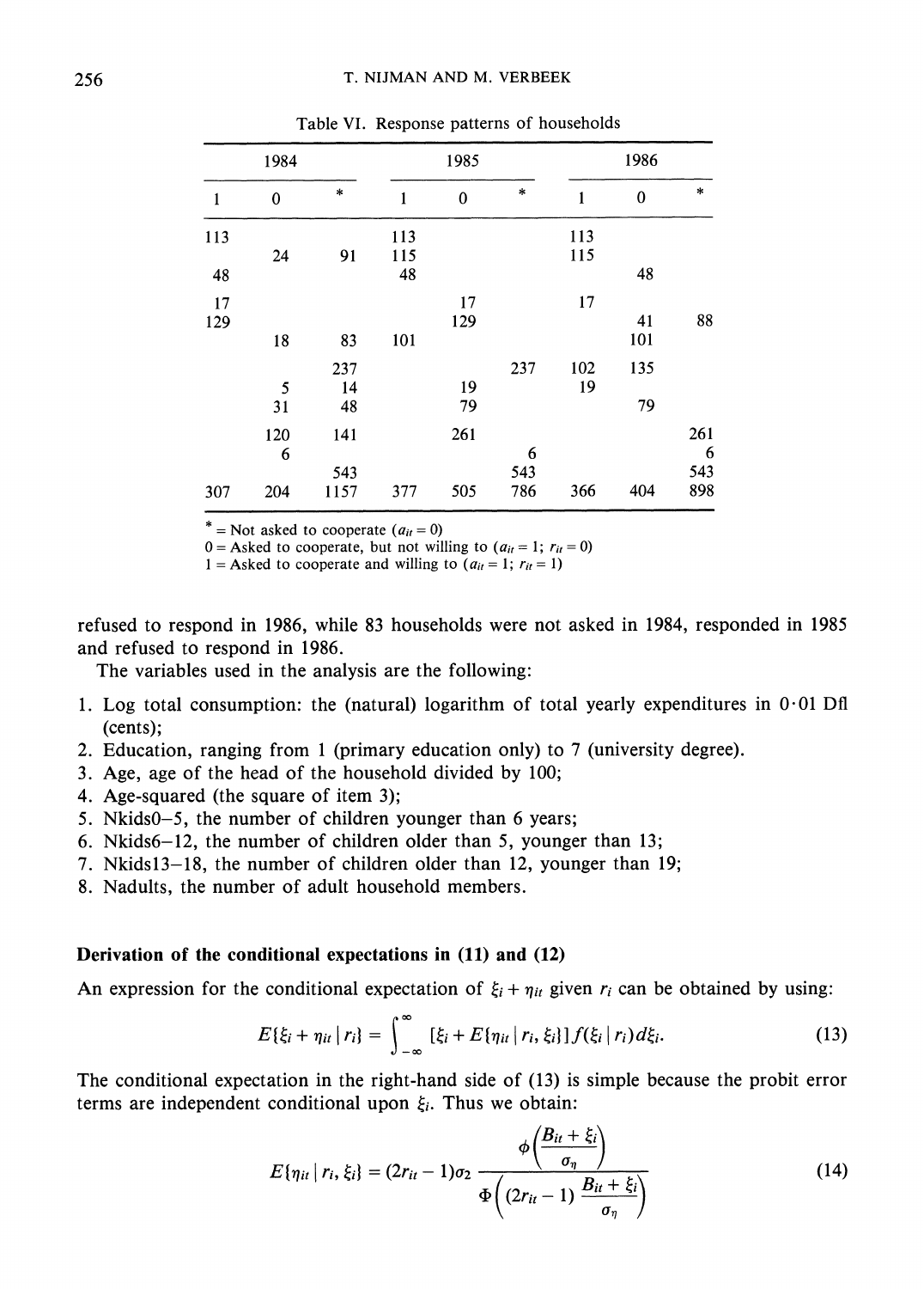Table VI. Response patterns of households

| 1984 | | | 1985 | | | 1986 | | |
|---|---|---|---|---|---|---|---|---|
| 1 | 0 | * | 1 | 0 | * | 1 | 0 | * |
| 113 | | | 113 | | | 113 | | |
| | 24 | 91 | 115 | | | 115 | | |
| 48 | | | 48 | | | | 48 | |
| 17 | | | | 17 | | 17 | | |
| 129 | | | | 129 | | | 41 | 88 |
| | 18 | 83 | 101 | | | | 101 | |
| | | 237 | | | 237 | 102 | 135 | |
| | 5 | 14 | | 19 | | 19 | | |
| | 31 | 48 | | 79 | | | 79 | |
| | 120 | 141 | | 261 | | | | 261 |
| | 6 | | | | 6 | | | 6 |
| | | 543 | | | 543 | | | 543 |
| 307 | 204 | 1157 | 377 | 505 | 786 | 366 | 404 | 898 |

\* = Not asked to cooperate ($a_{it} = 0$)
0 = Asked to cooperate, but not willing to ($a_{it} = 1$; $r_{it} = 0$)
1 = Asked to cooperate and willing to ($a_{it} = 1$; $r_{it} = 1$)

refused to respond in 1986, while 83 households were not asked in 1984, responded in 1985 and refused to respond in 1986.

The variables used in the analysis are the following:

1. Log total consumption: the (natural) logarithm of total yearly expenditures in 0·01 Dfl (cents);
2. Education, ranging from 1 (primary education only) to 7 (university degree).
3. Age, age of the head of the household divided by 100;
4. Age-squared (the square of item 3);
5. Nkids0–5, the number of children younger than 6 years;
6. Nkids6–12, the number of children older than 5, younger than 13;
7. Nkids13–18, the number of children older than 12, younger than 19;
8. Nadults, the number of adult household members.

## Derivation of the conditional expectations in (11) and (12)

An expression for the conditional expectation of $\xi_i + \eta_{it}$ given $r_i$ can be obtained by using:

$$E\{\xi_i + \eta_{it} \mid r_i\} = \int_{-\infty}^{\infty} [\xi_i + E\{\eta_{it} \mid r_i, \xi_i\}] f(\xi_i \mid r_i) d\xi_i. \tag{13}$$

The conditional expectation in the right-hand side of (13) is simple because the probit error terms are independent conditional upon $\xi_i$. Thus we obtain:

$$E\{\eta_{it} \mid r_i, \xi_i\} = (2r_{it} - 1)\sigma_2 \frac{\phi\left(\dfrac{B_{it} + \xi_i}{\sigma_\eta}\right)}{\Phi\left((2r_{it} - 1)\dfrac{B_{it} + \xi_i}{\sigma_\eta}\right)} \tag{14}$$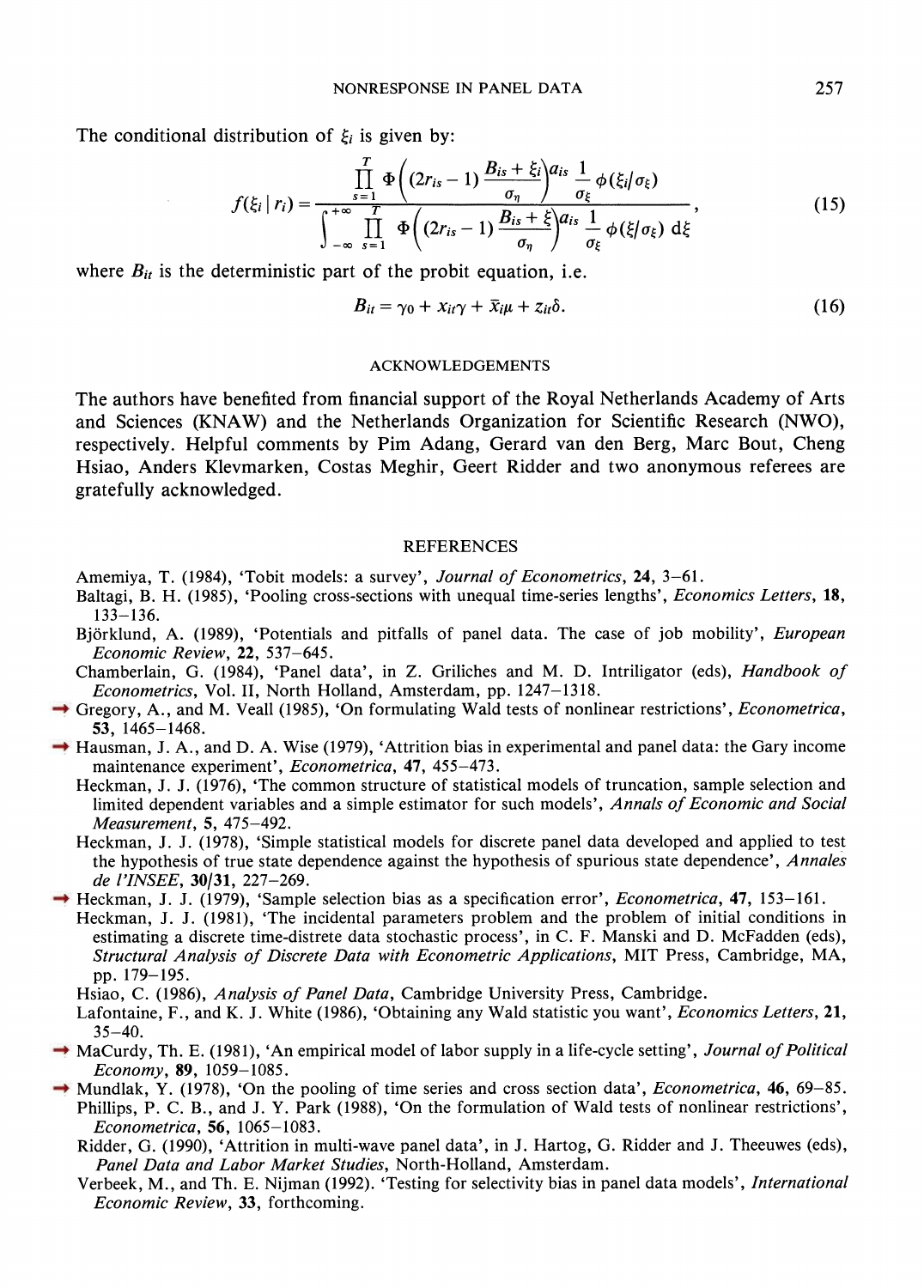The conditional distribution of $\xi_i$ is given by:

$$f(\xi_i \mid r_i) = \frac{\prod_{s=1}^{T} \Phi\left( (2r_{is} - 1) \frac{B_{is} + \xi_i}{\sigma_\eta} \right)^{a_{is}} \frac{1}{\sigma_\xi} \phi(\xi_i/\sigma_\xi)}{\int_{-\infty}^{+\infty} \prod_{s=1}^{T} \Phi\left( (2r_{is} - 1) \frac{B_{is} + \xi}{\sigma_\eta} \right)^{a_{is}} \frac{1}{\sigma_\xi} \phi(\xi/\sigma_\xi) \, \mathrm{d}\xi}, \tag{15}$$

where $B_{it}$ is the deterministic part of the probit equation, i.e.

$$B_{it} = \gamma_0 + x_{it}\gamma + \bar{x}_i\mu + z_{it}\delta. \tag{16}$$

## ACKNOWLEDGEMENTS

The authors have benefited from financial support of the Royal Netherlands Academy of Arts and Sciences (KNAW) and the Netherlands Organization for Scientific Research (NWO), respectively. Helpful comments by Pim Adang, Gerard van den Berg, Marc Bout, Cheng Hsiao, Anders Klevmarken, Costas Meghir, Geert Ridder and two anonymous referees are gratefully acknowledged.

## REFERENCES

Amemiya, T. (1984), 'Tobit models: a survey', *Journal of Econometrics*, **24**, 3–61.

Baltagi, B. H. (1985), 'Pooling cross-sections with unequal time-series lengths', *Economics Letters*, **18**, 133–136.

Björklund, A. (1989), 'Potentials and pitfalls of panel data. The case of job mobility', *European Economic Review*, **22**, 537–645.

Chamberlain, G. (1984), 'Panel data', in Z. Griliches and M. D. Intriligator (eds), *Handbook of Econometrics*, Vol. II, North Holland, Amsterdam, pp. 1247–1318.

Gregory, A., and M. Veall (1985), 'On formulating Wald tests of nonlinear restrictions', *Econometrica*, **53**, 1465–1468.

Hausman, J. A., and D. A. Wise (1979), 'Attrition bias in experimental and panel data: the Gary income maintenance experiment', *Econometrica*, **47**, 455–473.

Heckman, J. J. (1976), 'The common structure of statistical models of truncation, sample selection and limited dependent variables and a simple estimator for such models', *Annals of Economic and Social Measurement*, **5**, 475–492.

Heckman, J. J. (1978), 'Simple statistical models for discrete panel data developed and applied to test the hypothesis of true state dependence against the hypothesis of spurious state dependence', *Annales de l'INSEE*, **30/31**, 227–269.

Heckman, J. J. (1979), 'Sample selection bias as a specification error', *Econometrica*, **47**, 153–161.

Heckman, J. J. (1981), 'The incidental parameters problem and the problem of initial conditions in estimating a discrete time-distrete data stochastic process', in C. F. Manski and D. McFadden (eds), *Structural Analysis of Discrete Data with Econometric Applications*, MIT Press, Cambridge, MA, pp. 179–195.

Hsiao, C. (1986), *Analysis of Panel Data*, Cambridge University Press, Cambridge.

Lafontaine, F., and K. J. White (1986), 'Obtaining any Wald statistic you want', *Economics Letters*, **21**, 35–40.

MaCurdy, Th. E. (1981), 'An empirical model of labor supply in a life-cycle setting', *Journal of Political Economy*, **89**, 1059–1085.

Mundlak, Y. (1978), 'On the pooling of time series and cross section data', *Econometrica*, **46**, 69–85.

Phillips, P. C. B., and J. Y. Park (1988), 'On the formulation of Wald tests of nonlinear restrictions', *Econometrica*, **56**, 1065–1083.

Ridder, G. (1990), 'Attrition in multi-wave panel data', in J. Hartog, G. Ridder and J. Theeuwes (eds), *Panel Data and Labor Market Studies*, North-Holland, Amsterdam.

Verbeek, M., and Th. E. Nijman (1992). 'Testing for selectivity bias in panel data models', *International Economic Review*, **33**, forthcoming.